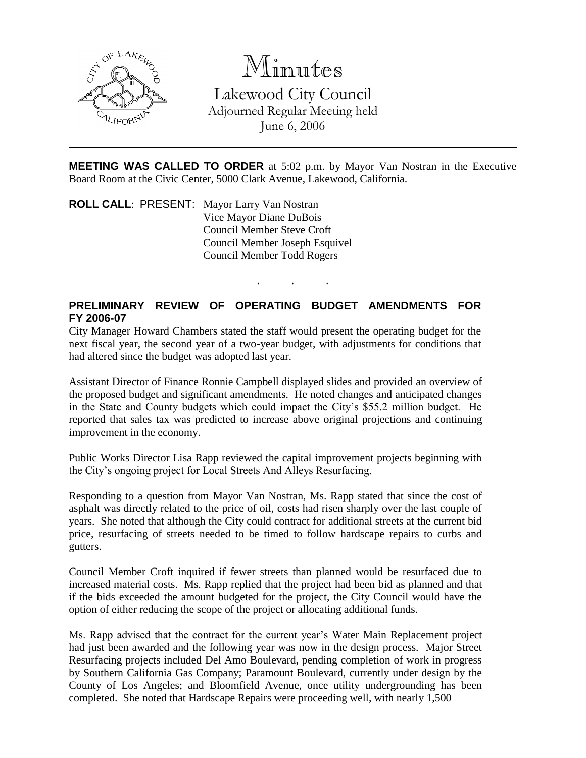# Minutes

Lakewood City Council
Adjourned Regular Meeting held
June 6, 2006

---

**MEETING WAS CALLED TO ORDER** at 5:02 p.m. by Mayor Van Nostran in the Executive Board Room at the Civic Center, 5000 Clark Avenue, Lakewood, California.

**ROLL CALL**: PRESENT: Mayor Larry Van Nostran
Vice Mayor Diane DuBois
Council Member Steve Croft
Council Member Joseph Esquivel
Council Member Todd Rogers

. . .

**PRELIMINARY REVIEW OF OPERATING BUDGET AMENDMENTS FOR FY 2006-07**

City Manager Howard Chambers stated the staff would present the operating budget for the next fiscal year, the second year of a two-year budget, with adjustments for conditions that had altered since the budget was adopted last year.

Assistant Director of Finance Ronnie Campbell displayed slides and provided an overview of the proposed budget and significant amendments. He noted changes and anticipated changes in the State and County budgets which could impact the City's $55.2 million budget. He reported that sales tax was predicted to increase above original projections and continuing improvement in the economy.

Public Works Director Lisa Rapp reviewed the capital improvement projects beginning with the City's ongoing project for Local Streets And Alleys Resurfacing.

Responding to a question from Mayor Van Nostran, Ms. Rapp stated that since the cost of asphalt was directly related to the price of oil, costs had risen sharply over the last couple of years. She noted that although the City could contract for additional streets at the current bid price, resurfacing of streets needed to be timed to follow hardscape repairs to curbs and gutters.

Council Member Croft inquired if fewer streets than planned would be resurfaced due to increased material costs. Ms. Rapp replied that the project had been bid as planned and that if the bids exceeded the amount budgeted for the project, the City Council would have the option of either reducing the scope of the project or allocating additional funds.

Ms. Rapp advised that the contract for the current year's Water Main Replacement project had just been awarded and the following year was now in the design process. Major Street Resurfacing projects included Del Amo Boulevard, pending completion of work in progress by Southern California Gas Company; Paramount Boulevard, currently under design by the County of Los Angeles; and Bloomfield Avenue, once utility undergrounding has been completed. She noted that Hardscape Repairs were proceeding well, with nearly 1,500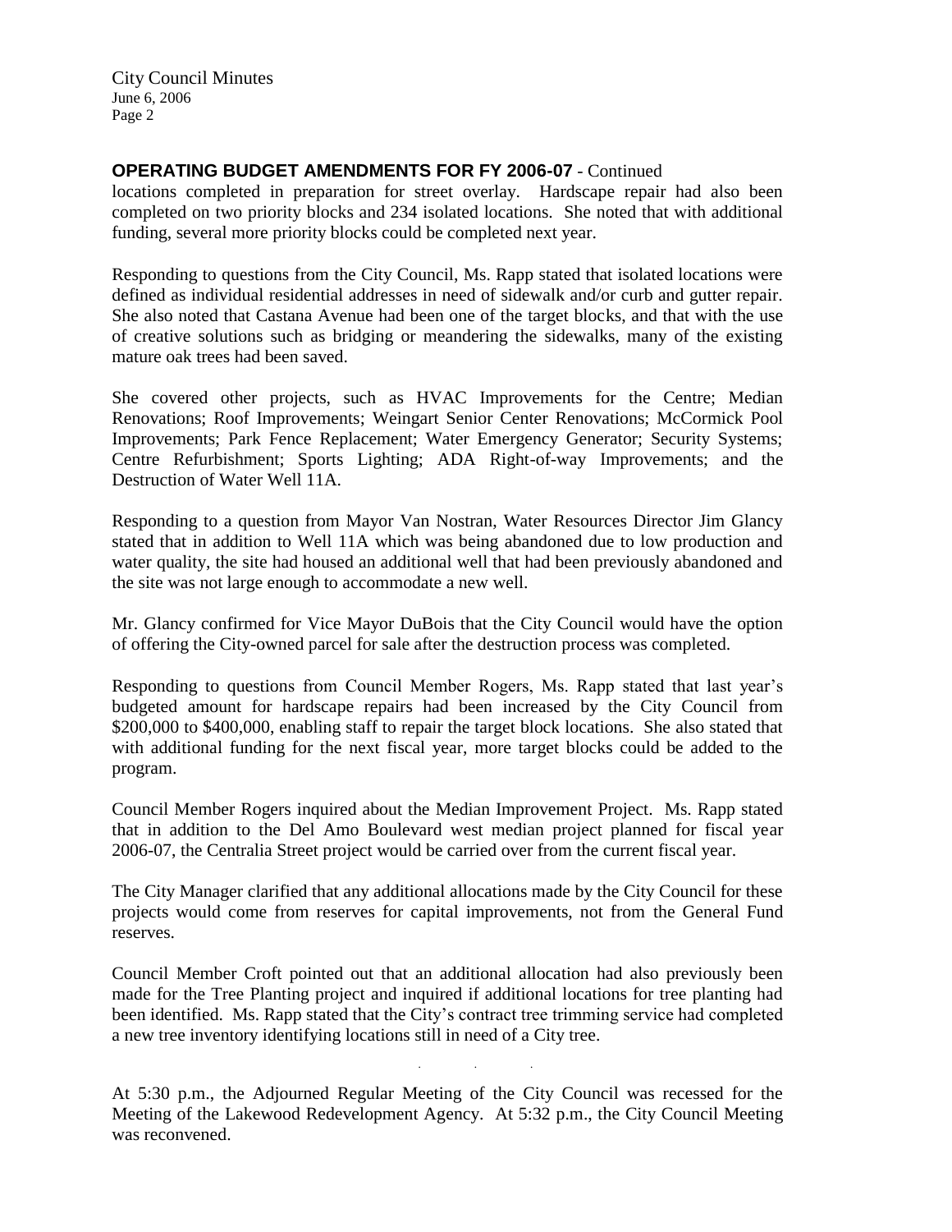## OPERATING BUDGET AMENDMENTS FOR FY 2006-07 - Continued

locations completed in preparation for street overlay. Hardscape repair had also been completed on two priority blocks and 234 isolated locations. She noted that with additional funding, several more priority blocks could be completed next year.

Responding to questions from the City Council, Ms. Rapp stated that isolated locations were defined as individual residential addresses in need of sidewalk and/or curb and gutter repair. She also noted that Castana Avenue had been one of the target blocks, and that with the use of creative solutions such as bridging or meandering the sidewalks, many of the existing mature oak trees had been saved.

She covered other projects, such as HVAC Improvements for the Centre; Median Renovations; Roof Improvements; Weingart Senior Center Renovations; McCormick Pool Improvements; Park Fence Replacement; Water Emergency Generator; Security Systems; Centre Refurbishment; Sports Lighting; ADA Right-of-way Improvements; and the Destruction of Water Well 11A.

Responding to a question from Mayor Van Nostran, Water Resources Director Jim Glancy stated that in addition to Well 11A which was being abandoned due to low production and water quality, the site had housed an additional well that had been previously abandoned and the site was not large enough to accommodate a new well.

Mr. Glancy confirmed for Vice Mayor DuBois that the City Council would have the option of offering the City-owned parcel for sale after the destruction process was completed.

Responding to questions from Council Member Rogers, Ms. Rapp stated that last year's budgeted amount for hardscape repairs had been increased by the City Council from $200,000 to $400,000, enabling staff to repair the target block locations. She also stated that with additional funding for the next fiscal year, more target blocks could be added to the program.

Council Member Rogers inquired about the Median Improvement Project. Ms. Rapp stated that in addition to the Del Amo Boulevard west median project planned for fiscal year 2006-07, the Centralia Street project would be carried over from the current fiscal year.

The City Manager clarified that any additional allocations made by the City Council for these projects would come from reserves for capital improvements, not from the General Fund reserves.

Council Member Croft pointed out that an additional allocation had also previously been made for the Tree Planting project and inquired if additional locations for tree planting had been identified. Ms. Rapp stated that the City's contract tree trimming service had completed a new tree inventory identifying locations still in need of a City tree.

. . .

At 5:30 p.m., the Adjourned Regular Meeting of the City Council was recessed for the Meeting of the Lakewood Redevelopment Agency. At 5:32 p.m., the City Council Meeting was reconvened.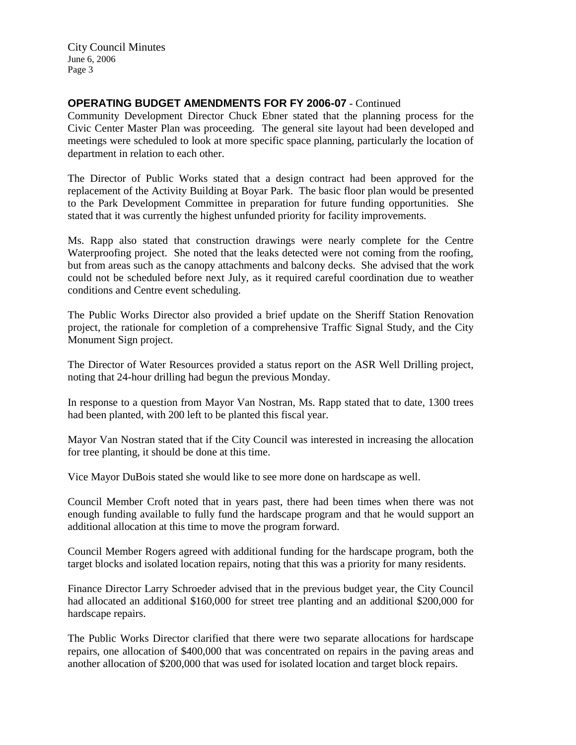**OPERATING BUDGET AMENDMENTS FOR FY 2006-07** - Continued

Community Development Director Chuck Ebner stated that the planning process for the Civic Center Master Plan was proceeding. The general site layout had been developed and meetings were scheduled to look at more specific space planning, particularly the location of department in relation to each other.

The Director of Public Works stated that a design contract had been approved for the replacement of the Activity Building at Boyar Park. The basic floor plan would be presented to the Park Development Committee in preparation for future funding opportunities. She stated that it was currently the highest unfunded priority for facility improvements.

Ms. Rapp also stated that construction drawings were nearly complete for the Centre Waterproofing project. She noted that the leaks detected were not coming from the roofing, but from areas such as the canopy attachments and balcony decks. She advised that the work could not be scheduled before next July, as it required careful coordination due to weather conditions and Centre event scheduling.

The Public Works Director also provided a brief update on the Sheriff Station Renovation project, the rationale for completion of a comprehensive Traffic Signal Study, and the City Monument Sign project.

The Director of Water Resources provided a status report on the ASR Well Drilling project, noting that 24-hour drilling had begun the previous Monday.

In response to a question from Mayor Van Nostran, Ms. Rapp stated that to date, 1300 trees had been planted, with 200 left to be planted this fiscal year.

Mayor Van Nostran stated that if the City Council was interested in increasing the allocation for tree planting, it should be done at this time.

Vice Mayor DuBois stated she would like to see more done on hardscape as well.

Council Member Croft noted that in years past, there had been times when there was not enough funding available to fully fund the hardscape program and that he would support an additional allocation at this time to move the program forward.

Council Member Rogers agreed with additional funding for the hardscape program, both the target blocks and isolated location repairs, noting that this was a priority for many residents.

Finance Director Larry Schroeder advised that in the previous budget year, the City Council had allocated an additional $160,000 for street tree planting and an additional $200,000 for hardscape repairs.

The Public Works Director clarified that there were two separate allocations for hardscape repairs, one allocation of $400,000 that was concentrated on repairs in the paving areas and another allocation of $200,000 that was used for isolated location and target block repairs.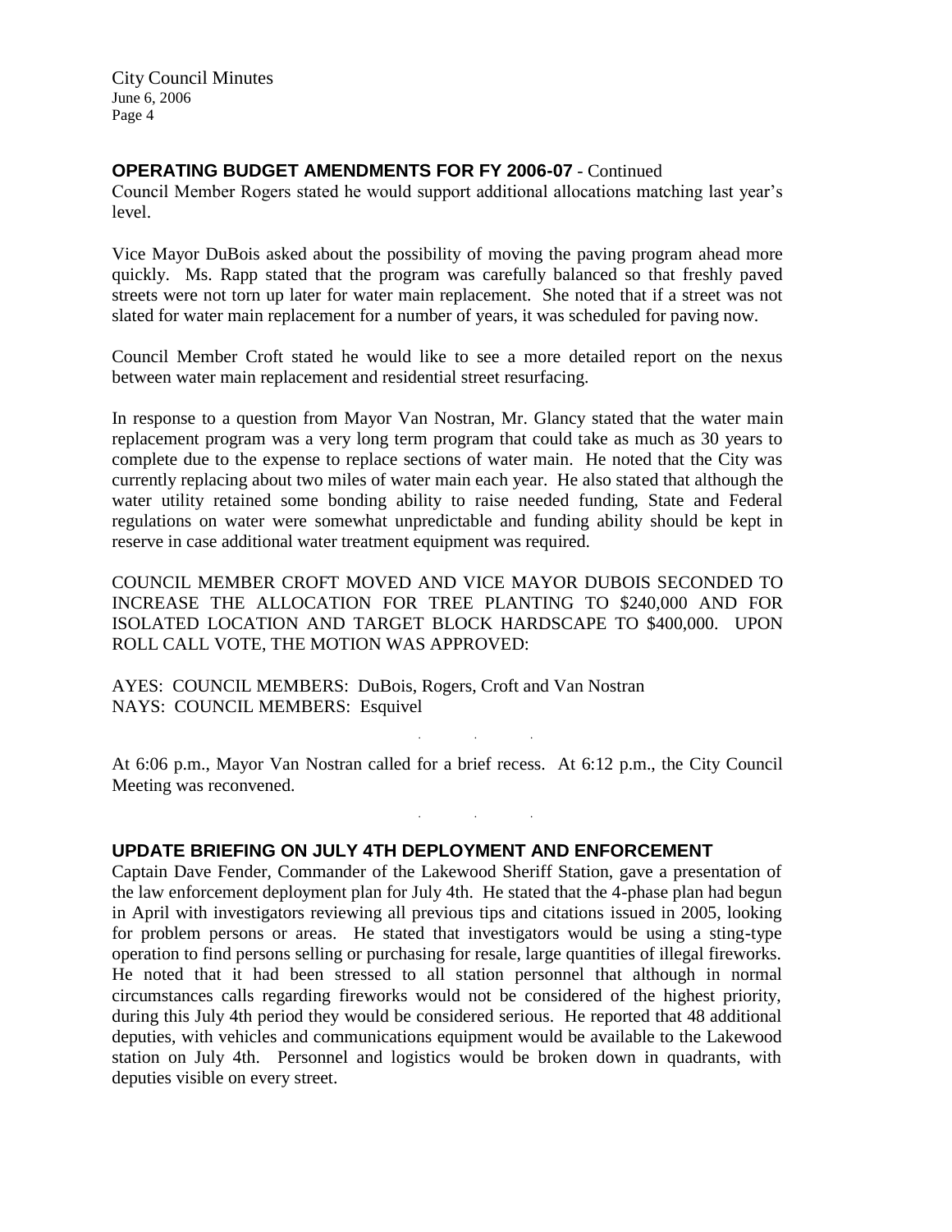## OPERATING BUDGET AMENDMENTS FOR FY 2006-07 - Continued

Council Member Rogers stated he would support additional allocations matching last year's level.

Vice Mayor DuBois asked about the possibility of moving the paving program ahead more quickly. Ms. Rapp stated that the program was carefully balanced so that freshly paved streets were not torn up later for water main replacement. She noted that if a street was not slated for water main replacement for a number of years, it was scheduled for paving now.

Council Member Croft stated he would like to see a more detailed report on the nexus between water main replacement and residential street resurfacing.

In response to a question from Mayor Van Nostran, Mr. Glancy stated that the water main replacement program was a very long term program that could take as much as 30 years to complete due to the expense to replace sections of water main. He noted that the City was currently replacing about two miles of water main each year. He also stated that although the water utility retained some bonding ability to raise needed funding, State and Federal regulations on water were somewhat unpredictable and funding ability should be kept in reserve in case additional water treatment equipment was required.

COUNCIL MEMBER CROFT MOVED AND VICE MAYOR DUBOIS SECONDED TO INCREASE THE ALLOCATION FOR TREE PLANTING TO $240,000 AND FOR ISOLATED LOCATION AND TARGET BLOCK HARDSCAPE TO $400,000. UPON ROLL CALL VOTE, THE MOTION WAS APPROVED:

AYES: COUNCIL MEMBERS: DuBois, Rogers, Croft and Van Nostran
NAYS: COUNCIL MEMBERS: Esquivel

. . .

At 6:06 p.m., Mayor Van Nostran called for a brief recess. At 6:12 p.m., the City Council Meeting was reconvened.

. . .

## UPDATE BRIEFING ON JULY 4TH DEPLOYMENT AND ENFORCEMENT

Captain Dave Fender, Commander of the Lakewood Sheriff Station, gave a presentation of the law enforcement deployment plan for July 4th. He stated that the 4-phase plan had begun in April with investigators reviewing all previous tips and citations issued in 2005, looking for problem persons or areas. He stated that investigators would be using a sting-type operation to find persons selling or purchasing for resale, large quantities of illegal fireworks. He noted that it had been stressed to all station personnel that although in normal circumstances calls regarding fireworks would not be considered of the highest priority, during this July 4th period they would be considered serious. He reported that 48 additional deputies, with vehicles and communications equipment would be available to the Lakewood station on July 4th. Personnel and logistics would be broken down in quadrants, with deputies visible on every street.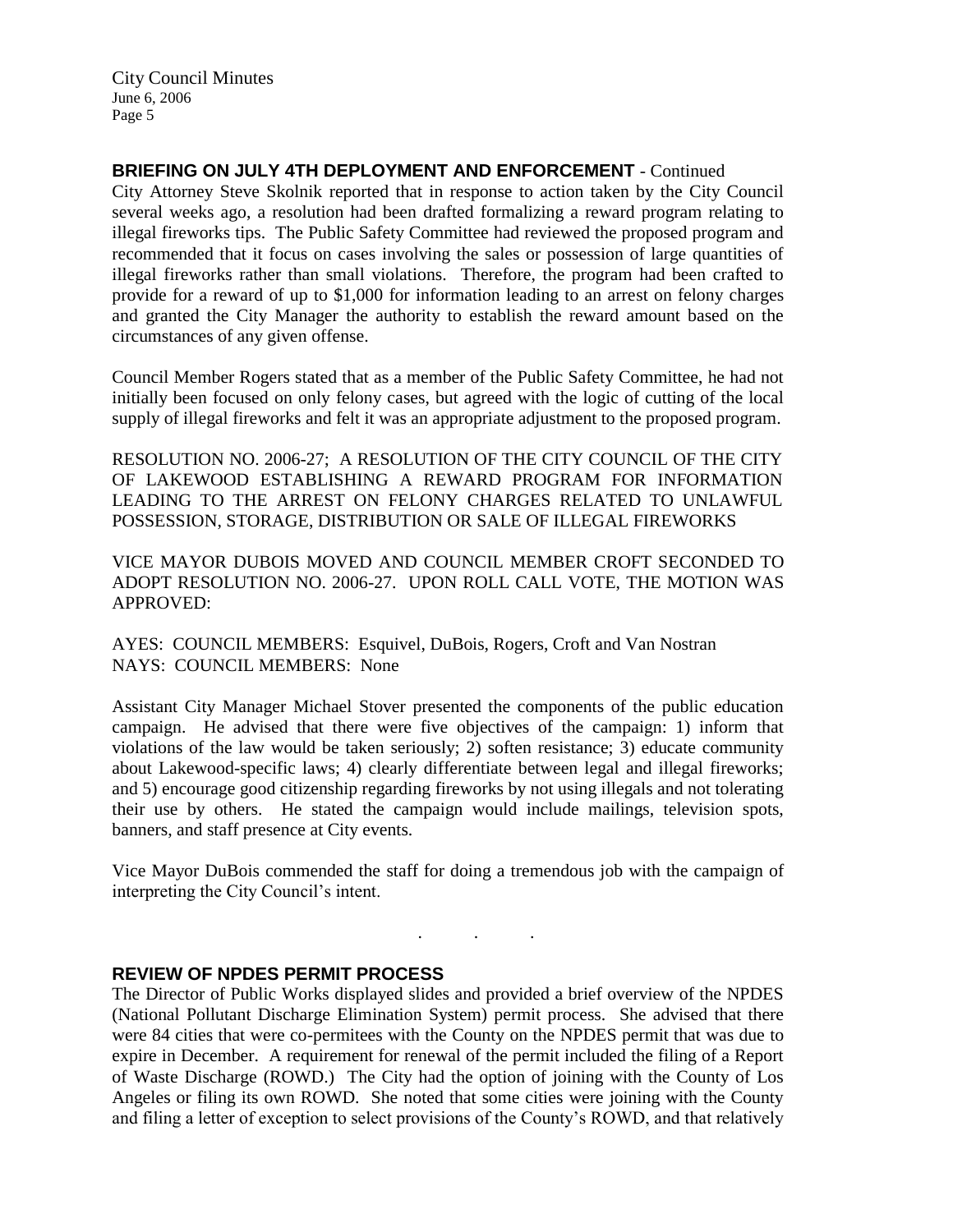## BRIEFING ON JULY 4TH DEPLOYMENT AND ENFORCEMENT - Continued

City Attorney Steve Skolnik reported that in response to action taken by the City Council several weeks ago, a resolution had been drafted formalizing a reward program relating to illegal fireworks tips. The Public Safety Committee had reviewed the proposed program and recommended that it focus on cases involving the sales or possession of large quantities of illegal fireworks rather than small violations. Therefore, the program had been crafted to provide for a reward of up to $1,000 for information leading to an arrest on felony charges and granted the City Manager the authority to establish the reward amount based on the circumstances of any given offense.

Council Member Rogers stated that as a member of the Public Safety Committee, he had not initially been focused on only felony cases, but agreed with the logic of cutting of the local supply of illegal fireworks and felt it was an appropriate adjustment to the proposed program.

RESOLUTION NO. 2006-27; A RESOLUTION OF THE CITY COUNCIL OF THE CITY OF LAKEWOOD ESTABLISHING A REWARD PROGRAM FOR INFORMATION LEADING TO THE ARREST ON FELONY CHARGES RELATED TO UNLAWFUL POSSESSION, STORAGE, DISTRIBUTION OR SALE OF ILLEGAL FIREWORKS

VICE MAYOR DUBOIS MOVED AND COUNCIL MEMBER CROFT SECONDED TO ADOPT RESOLUTION NO. 2006-27. UPON ROLL CALL VOTE, THE MOTION WAS APPROVED:

AYES: COUNCIL MEMBERS: Esquivel, DuBois, Rogers, Croft and Van Nostran
NAYS: COUNCIL MEMBERS: None

Assistant City Manager Michael Stover presented the components of the public education campaign. He advised that there were five objectives of the campaign: 1) inform that violations of the law would be taken seriously; 2) soften resistance; 3) educate community about Lakewood-specific laws; 4) clearly differentiate between legal and illegal fireworks; and 5) encourage good citizenship regarding fireworks by not using illegals and not tolerating their use by others. He stated the campaign would include mailings, television spots, banners, and staff presence at City events.

Vice Mayor DuBois commended the staff for doing a tremendous job with the campaign of interpreting the City Council's intent.

. . .

## REVIEW OF NPDES PERMIT PROCESS

The Director of Public Works displayed slides and provided a brief overview of the NPDES (National Pollutant Discharge Elimination System) permit process. She advised that there were 84 cities that were co-permitees with the County on the NPDES permit that was due to expire in December. A requirement for renewal of the permit included the filing of a Report of Waste Discharge (ROWD.) The City had the option of joining with the County of Los Angeles or filing its own ROWD. She noted that some cities were joining with the County and filing a letter of exception to select provisions of the County's ROWD, and that relatively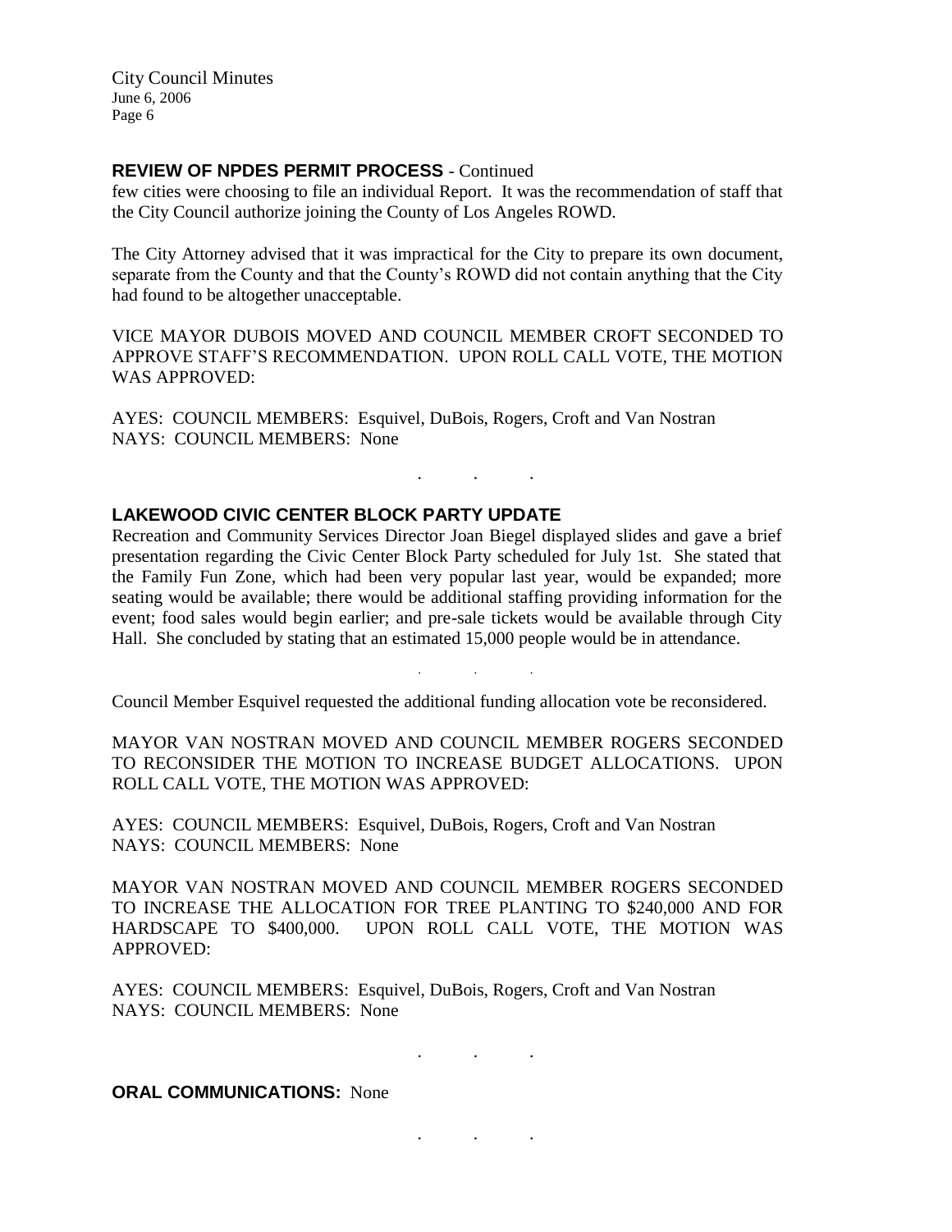### REVIEW OF NPDES PERMIT PROCESS - Continued

few cities were choosing to file an individual Report. It was the recommendation of staff that the City Council authorize joining the County of Los Angeles ROWD.

The City Attorney advised that it was impractical for the City to prepare its own document, separate from the County and that the County's ROWD did not contain anything that the City had found to be altogether unacceptable.

VICE MAYOR DUBOIS MOVED AND COUNCIL MEMBER CROFT SECONDED TO APPROVE STAFF'S RECOMMENDATION. UPON ROLL CALL VOTE, THE MOTION WAS APPROVED:

AYES: COUNCIL MEMBERS: Esquivel, DuBois, Rogers, Croft and Van Nostran
NAYS: COUNCIL MEMBERS: None

. . .

### LAKEWOOD CIVIC CENTER BLOCK PARTY UPDATE

Recreation and Community Services Director Joan Biegel displayed slides and gave a brief presentation regarding the Civic Center Block Party scheduled for July 1st. She stated that the Family Fun Zone, which had been very popular last year, would be expanded; more seating would be available; there would be additional staffing providing information for the event; food sales would begin earlier; and pre-sale tickets would be available through City Hall. She concluded by stating that an estimated 15,000 people would be in attendance.

. . .

Council Member Esquivel requested the additional funding allocation vote be reconsidered.

MAYOR VAN NOSTRAN MOVED AND COUNCIL MEMBER ROGERS SECONDED TO RECONSIDER THE MOTION TO INCREASE BUDGET ALLOCATIONS. UPON ROLL CALL VOTE, THE MOTION WAS APPROVED:

AYES: COUNCIL MEMBERS: Esquivel, DuBois, Rogers, Croft and Van Nostran
NAYS: COUNCIL MEMBERS: None

MAYOR VAN NOSTRAN MOVED AND COUNCIL MEMBER ROGERS SECONDED TO INCREASE THE ALLOCATION FOR TREE PLANTING TO $240,000 AND FOR HARDSCAPE TO $400,000. UPON ROLL CALL VOTE, THE MOTION WAS APPROVED:

AYES: COUNCIL MEMBERS: Esquivel, DuBois, Rogers, Croft and Van Nostran
NAYS: COUNCIL MEMBERS: None

. . .

**ORAL COMMUNICATIONS:** None

. . .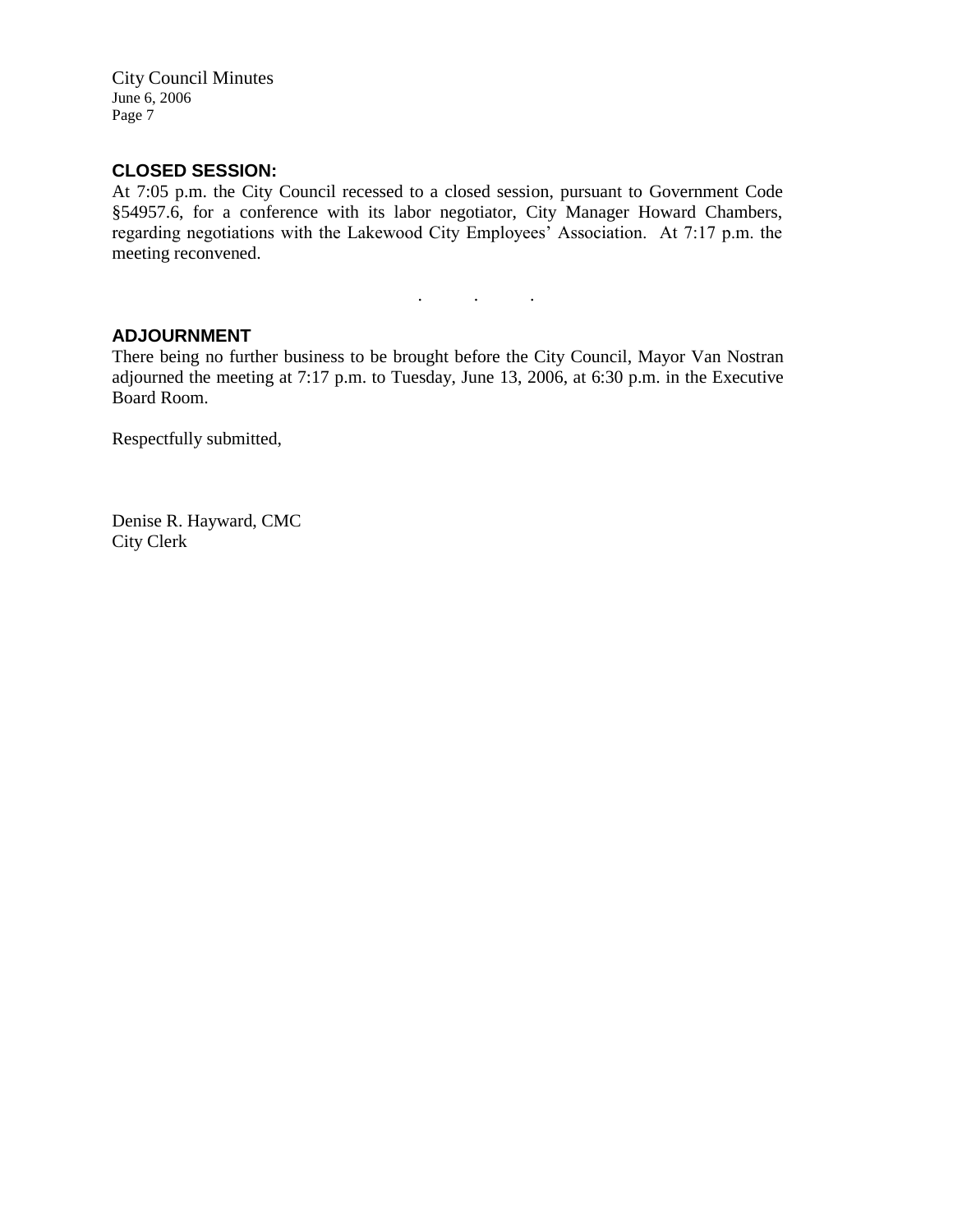## CLOSED SESSION:

At 7:05 p.m. the City Council recessed to a closed session, pursuant to Government Code §54957.6, for a conference with its labor negotiator, City Manager Howard Chambers, regarding negotiations with the Lakewood City Employees' Association. At 7:17 p.m. the meeting reconvened.

. . .

## ADJOURNMENT

There being no further business to be brought before the City Council, Mayor Van Nostran adjourned the meeting at 7:17 p.m. to Tuesday, June 13, 2006, at 6:30 p.m. in the Executive Board Room.

Respectfully submitted,

Denise R. Hayward, CMC
City Clerk